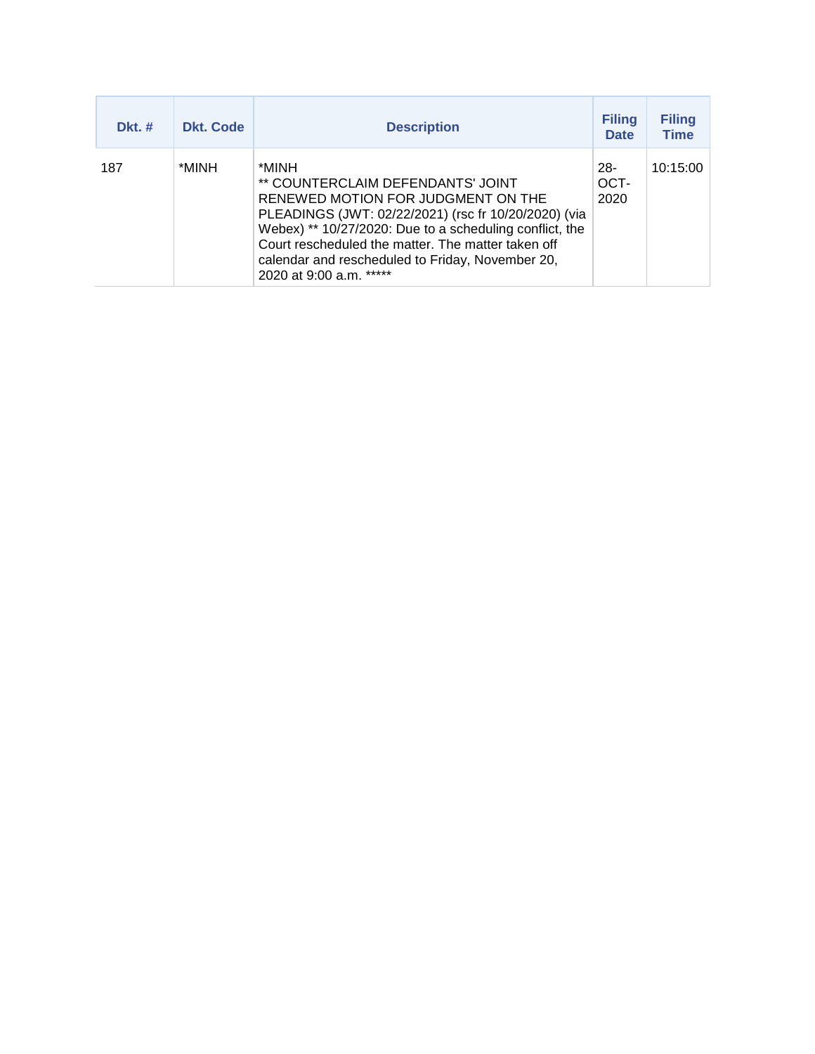| Dkt. # | Dkt. Code | Description | Filing Date | Filing Time |
|---|---|---|---|---|
| 187 | *MINH | *MINH<br>** COUNTERCLAIM DEFENDANTS' JOINT RENEWED MOTION FOR JUDGMENT ON THE PLEADINGS (JWT: 02/22/2021) (rsc fr 10/20/2020) (via Webex) ** 10/27/2020: Due to a scheduling conflict, the Court rescheduled the matter. The matter taken off calendar and rescheduled to Friday, November 20, 2020 at 9:00 a.m. ***** | 28-OCT-2020 | 10:15:00 |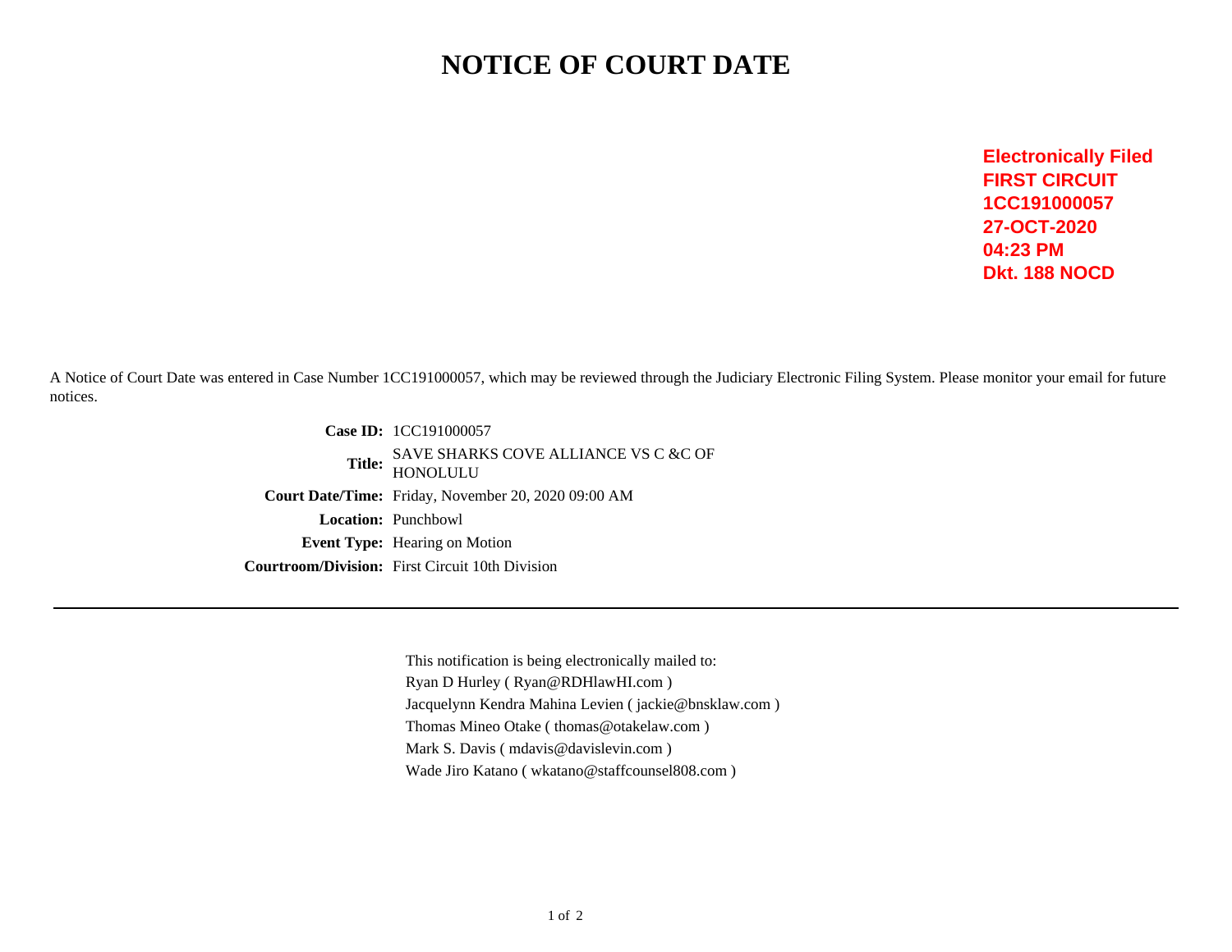# NOTICE OF COURT DATE

**Electronically Filed**
**FIRST CIRCUIT**
**1CC191000057**
**27-OCT-2020**
**04:23 PM**
**Dkt. 188 NOCD**

A Notice of Court Date was entered in Case Number 1CC191000057, which may be reviewed through the Judiciary Electronic Filing System. Please monitor your email for future notices.

**Case ID:** 1CC191000057
**Title:** SAVE SHARKS COVE ALLIANCE VS C &C OF HONOLULU
**Court Date/Time:** Friday, November 20, 2020 09:00 AM
**Location:** Punchbowl
**Event Type:** Hearing on Motion
**Courtroom/Division:** First Circuit 10th Division

---

This notification is being electronically mailed to:
Ryan D Hurley ( Ryan@RDHlawHI.com )
Jacquelynn Kendra Mahina Levien ( jackie@bnsklaw.com )
Thomas Mineo Otake ( thomas@otakelaw.com )
Mark S. Davis ( mdavis@davislevin.com )
Wade Jiro Katano ( wkatano@staffcounsel808.com )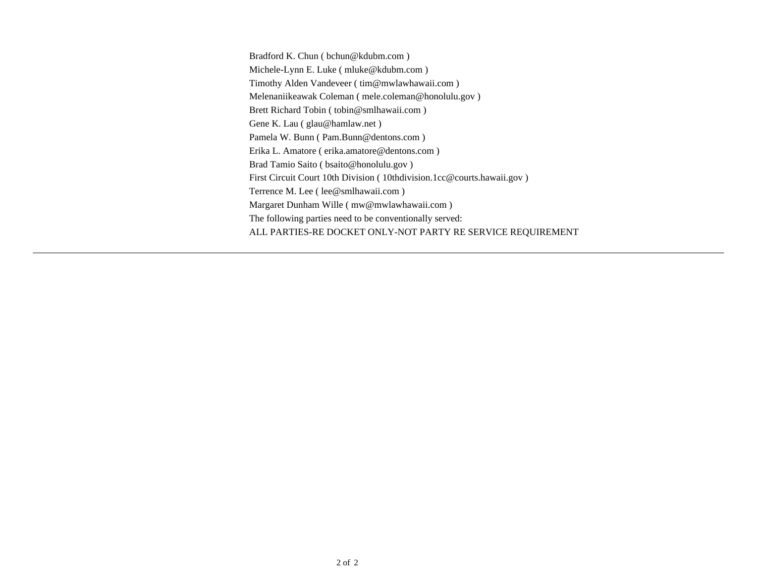Bradford K. Chun ( bchun@kdubm.com )
Michele-Lynn E. Luke ( mluke@kdubm.com )
Timothy Alden Vandeveer ( tim@mwlawhawaii.com )
Melenaniikeawak Coleman ( mele.coleman@honolulu.gov )
Brett Richard Tobin ( tobin@smlhawaii.com )
Gene K. Lau ( glau@hamlaw.net )
Pamela W. Bunn ( Pam.Bunn@dentons.com )
Erika L. Amatore ( erika.amatore@dentons.com )
Brad Tamio Saito ( bsaito@honolulu.gov )
First Circuit Court 10th Division ( 10thdivision.1cc@courts.hawaii.gov )
Terrence M. Lee ( lee@smlhawaii.com )
Margaret Dunham Wille ( mw@mwlawhawaii.com )
The following parties need to be conventionally served:
ALL PARTIES-RE DOCKET ONLY-NOT PARTY RE SERVICE REQUIREMENT